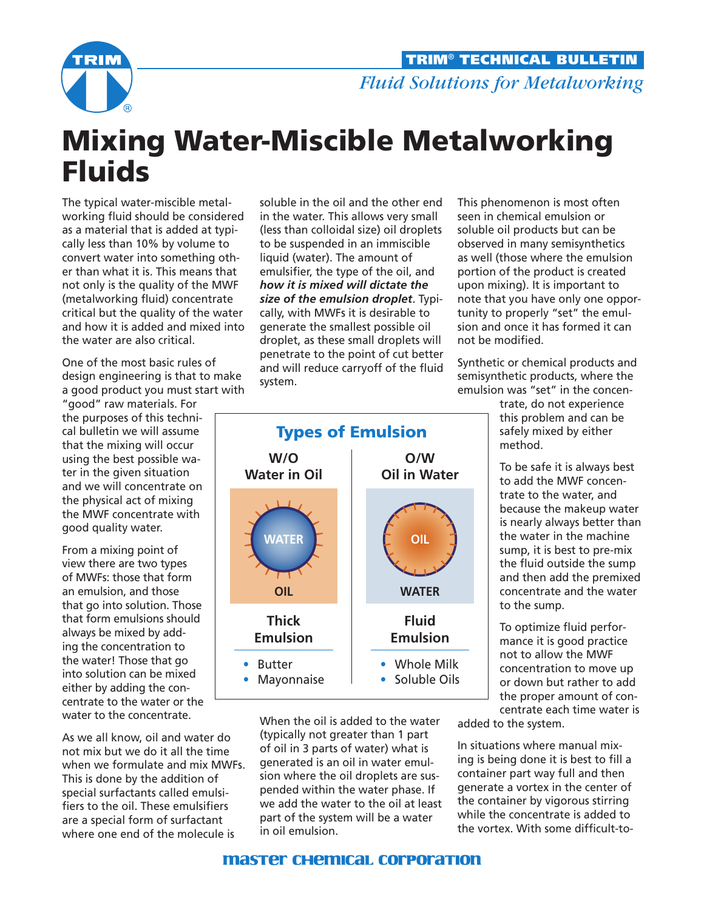# Mixing Water-Miscible Metalworking Fluids

The typical water-miscible metalworking fluid should be considered as a material that is added at typically less than 10% by volume to convert water into something other than what it is. This means that not only is the quality of the MWF (metalworking fluid) concentrate critical but the quality of the water and how it is added and mixed into the water are also critical.

One of the most basic rules of design engineering is that to make a good product you must start with "good" raw materials. For the purposes of this technical bulletin we will assume that the mixing will occur using the best possible water in the given situation and we will concentrate on the physical act of mixing the MWF concentrate with good quality water.

From a mixing point of view there are two types of MWFs: those that form an emulsion, and those that go into solution. Those that form emulsions should always be mixed by adding the concentration to the water! Those that go into solution can be mixed either by adding the concentrate to the water or the water to the concentrate.

As we all know, oil and water do not mix but we do it all the time when we formulate and mix MWFs. This is done by the addition of special surfactants called emulsifiers to the oil. These emulsifiers are a special form of surfactant where one end of the molecule is soluble in the oil and the other end in the water. This allows very small (less than colloidal size) oil droplets to be suspended in an immiscible liquid (water). The amount of emulsifier, the type of the oil, and ***how it is mixed will dictate the size of the emulsion droplet***. Typically, with MWFs it is desirable to generate the smallest possible oil droplet, as these small droplets will penetrate to the point of cut better and will reduce carryoff of the fluid system.

## Types of Emulsion

| W/O Water in Oil | O/W Oil in Water |
|---|---|
| WATER (droplet) in OIL | OIL (droplet) in WATER |
| Thick Emulsion | Fluid Emulsion |
| • Butter<br>• Mayonnaise | • Whole Milk<br>• Soluble Oils |

When the oil is added to the water (typically not greater than 1 part of oil in 3 parts of water) what is generated is an oil in water emulsion where the oil droplets are suspended within the water phase. If we add the water to the oil at least part of the system will be a water in oil emulsion.

This phenomenon is most often seen in chemical emulsion or soluble oil products but can be observed in many semisynthetics as well (those where the emulsion portion of the product is created upon mixing). It is important to note that you have only one opportunity to properly "set" the emulsion and once it has formed it can not be modified.

Synthetic or chemical products and semisynthetic products, where the emulsion was "set" in the concentrate, do not experience this problem and can be safely mixed by either method.

To be safe it is always best to add the MWF concentrate to the water, and because the makeup water is nearly always better than the water in the machine sump, it is best to pre-mix the fluid outside the sump and then add the premixed concentrate and the water to the sump.

To optimize fluid performance it is good practice not to allow the MWF concentration to move up or down but rather to add the proper amount of concentrate each time water is added to the system.

In situations where manual mixing is being done it is best to fill a container part way full and then generate a vortex in the center of the container by vigorous stirring while the concentrate is added to the vortex. With some difficult-to-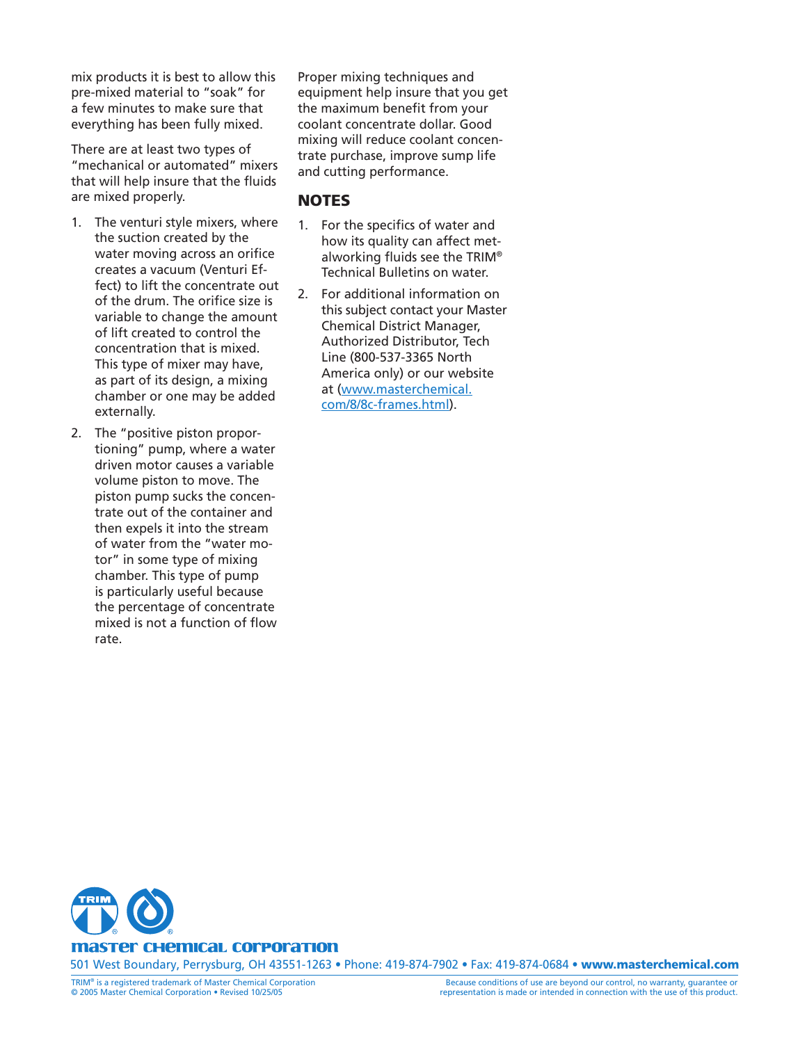mix products it is best to allow this pre-mixed material to "soak" for a few minutes to make sure that everything has been fully mixed.

There are at least two types of "mechanical or automated" mixers that will help insure that the fluids are mixed properly.

1. The venturi style mixers, where the suction created by the water moving across an orifice creates a vacuum (Venturi Effect) to lift the concentrate out of the drum. The orifice size is variable to change the amount of lift created to control the concentration that is mixed. This type of mixer may have, as part of its design, a mixing chamber or one may be added externally.
2. The "positive piston proportioning" pump, where a water driven motor causes a variable volume piston to move. The piston pump sucks the concentrate out of the container and then expels it into the stream of water from the "water motor" in some type of mixing chamber. This type of pump is particularly useful because the percentage of concentrate mixed is not a function of flow rate.

Proper mixing techniques and equipment help insure that you get the maximum benefit from your coolant concentrate dollar. Good mixing will reduce coolant concentrate purchase, improve sump life and cutting performance.

## NOTES

1. For the specifics of water and how its quality can affect metalworking fluids see the TRIM® Technical Bulletins on water.
2. For additional information on this subject contact your Master Chemical District Manager, Authorized Distributor, Tech Line (800-537-3365 North America only) or our website at (www.masterchemical.com/8/8c-frames.html).

**master chemical corporation**

501 West Boundary, Perrysburg, OH 43551-1263 • Phone: 419-874-7902 • Fax: 419-874-0684 • **www.masterchemical.com**

TRIM® is a registered trademark of Master Chemical Corporation
© 2005 Master Chemical Corporation • Revised 10/25/05

Because conditions of use are beyond our control, no warranty, guarantee or representation is made or intended in connection with the use of this product.